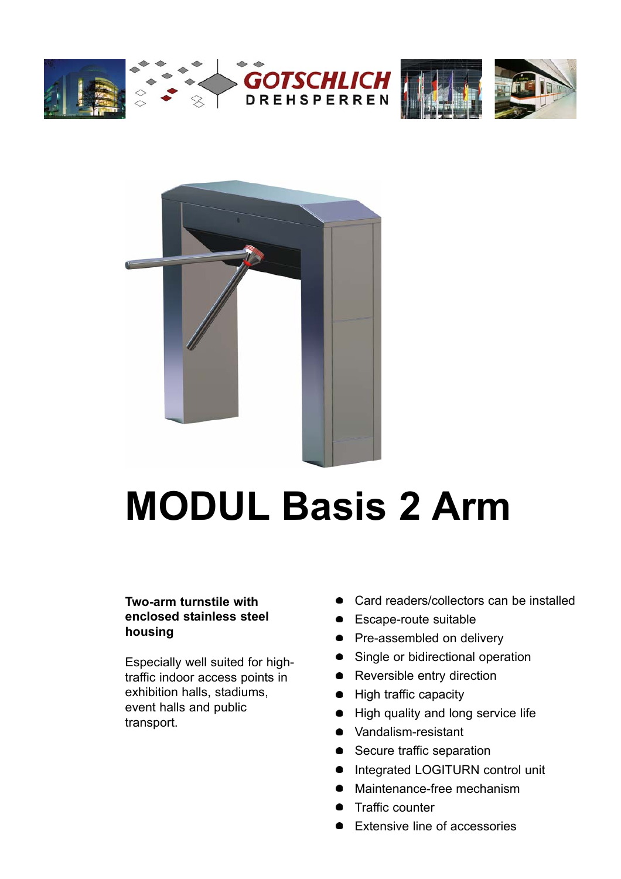GOTSCHLICH DREHSPERREN

# MODUL Basis 2 Arm

**Two-arm turnstile with enclosed stainless steel housing**

Especially well suited for high-traffic indoor access points in exhibition halls, stadiums, event halls and public transport.

- Card readers/collectors can be installed
- Escape-route suitable
- Pre-assembled on delivery
- Single or bidirectional operation
- Reversible entry direction
- High traffic capacity
- High quality and long service life
- Vandalism-resistant
- Secure traffic separation
- Integrated LOGITURN control unit
- Maintenance-free mechanism
- Traffic counter
- Extensive line of accessories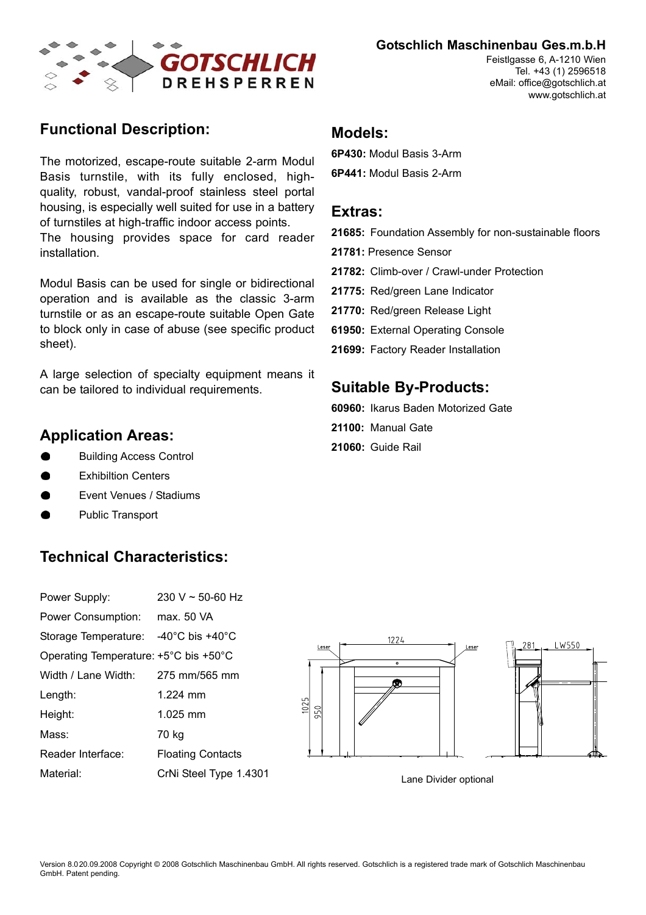**Gotschlich Maschinenbau Ges.m.b.H**
Feistlgasse 6, A-1210 Wien
Tel. +43 (1) 2596518
eMail: office@gotschlich.at
www.gotschlich.at

## Functional Description:

The motorized, escape-route suitable 2-arm Modul Basis turnstile, with its fully enclosed, high-quality, robust, vandal-proof stainless steel portal housing, is especially well suited for use in a battery of turnstiles at high-traffic indoor access points.
The housing provides space for card reader installation.

Modul Basis can be used for single or bidirectional operation and is available as the classic 3-arm turnstile or as an escape-route suitable Open Gate to block only in case of abuse (see specific product sheet).

A large selection of specialty equipment means it can be tailored to individual requirements.

## Application Areas:

- Building Access Control
- Exhibiltion Centers
- Event Venues / Stadiums
- Public Transport

## Technical Characteristics:

| | |
|---|---|
| Power Supply: | 230 V ~ 50-60 Hz |
| Power Consumption: | max. 50 VA |
| Storage Temperature: | -40°C bis +40°C |
| Operating Temperature: | +5°C bis +50°C |
| Width / Lane Width: | 275 mm/565 mm |
| Length: | 1.224 mm |
| Height: | 1.025 mm |
| Mass: | 70 kg |
| Reader Interface: | Floating Contacts |
| Material: | CrNi Steel Type 1.4301 |

## Models:

**6P430:** Modul Basis 3-Arm

**6P441:** Modul Basis 2-Arm

## Extras:

**21685:** Foundation Assembly for non-sustainable floors

**21781:** Presence Sensor

**21782:** Climb-over / Crawl-under Protection

**21775:** Red/green Lane Indicator

**21770:** Red/green Release Light

**61950:** External Operating Console

**21699:** Factory Reader Installation

## Suitable By-Products:

**60960:** Ikarus Baden Motorized Gate

**21100:** Manual Gate

**21060:** Guide Rail

Leser
1224
Leser
1025
950
281
LW550

Lane Divider optional

Version 8.020.09.2008 Copyright © 2008 Gotschlich Maschinenbau GmbH. All rights reserved. Gotschlich is a registered trade mark of Gotschlich Maschinenbau GmbH. Patent pending.